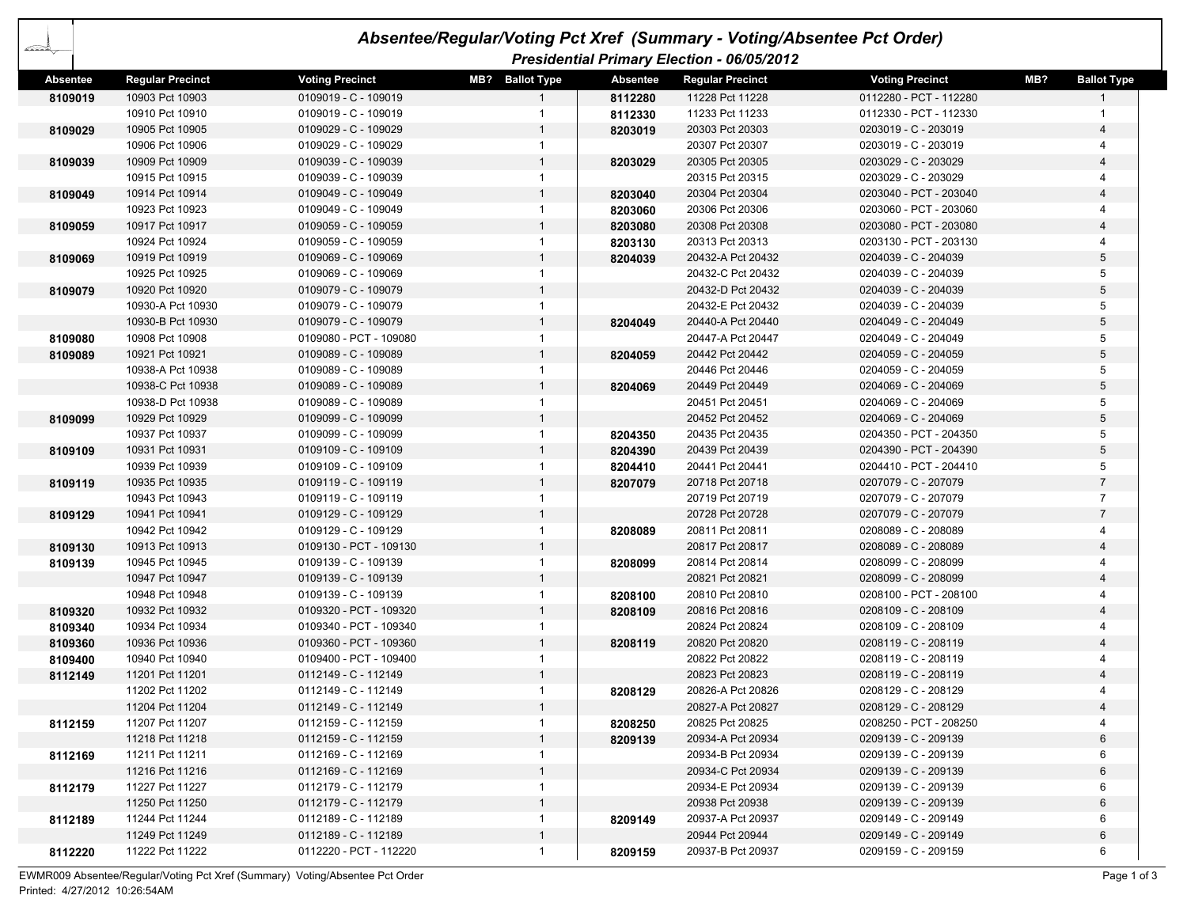# Absentee/Regular/Voting Pct Xref (Summary - Voting/Absentee Pct Order)

## Presidential Primary Election - 06/05/2012

| Absentee | Regular Precinct | Voting Precinct | MB? | Ballot Type |
|---|---|---|---|---|
| 8109019 | 10903 Pct 10903 | 0109019 - C - 109019 | | 1 |
| | 10910 Pct 10910 | 0109019 - C - 109019 | | 1 |
| 8109029 | 10905 Pct 10905 | 0109029 - C - 109029 | | 1 |
| | 10906 Pct 10906 | 0109029 - C - 109029 | | 1 |
| 8109039 | 10909 Pct 10909 | 0109039 - C - 109039 | | 1 |
| | 10915 Pct 10915 | 0109039 - C - 109039 | | 1 |
| 8109049 | 10914 Pct 10914 | 0109049 - C - 109049 | | 1 |
| | 10923 Pct 10923 | 0109049 - C - 109049 | | 1 |
| 8109059 | 10917 Pct 10917 | 0109059 - C - 109059 | | 1 |
| | 10924 Pct 10924 | 0109059 - C - 109059 | | 1 |
| 8109069 | 10919 Pct 10919 | 0109069 - C - 109069 | | 1 |
| | 10925 Pct 10925 | 0109069 - C - 109069 | | 1 |
| 8109079 | 10920 Pct 10920 | 0109079 - C - 109079 | | 1 |
| | 10930-A Pct 10930 | 0109079 - C - 109079 | | 1 |
| | 10930-B Pct 10930 | 0109079 - C - 109079 | | 1 |
| 8109080 | 10908 Pct 10908 | 0109080 - PCT - 109080 | | 1 |
| 8109089 | 10921 Pct 10921 | 0109089 - C - 109089 | | 1 |
| | 10938-A Pct 10938 | 0109089 - C - 109089 | | 1 |
| | 10938-C Pct 10938 | 0109089 - C - 109089 | | 1 |
| | 10938-D Pct 10938 | 0109089 - C - 109089 | | 1 |
| 8109099 | 10929 Pct 10929 | 0109099 - C - 109099 | | 1 |
| | 10937 Pct 10937 | 0109099 - C - 109099 | | 1 |
| 8109109 | 10931 Pct 10931 | 0109109 - C - 109109 | | 1 |
| | 10939 Pct 10939 | 0109109 - C - 109109 | | 1 |
| 8109119 | 10935 Pct 10935 | 0109119 - C - 109119 | | 1 |
| | 10943 Pct 10943 | 0109119 - C - 109119 | | 1 |
| 8109129 | 10941 Pct 10941 | 0109129 - C - 109129 | | 1 |
| | 10942 Pct 10942 | 0109129 - C - 109129 | | 1 |
| 8109130 | 10913 Pct 10913 | 0109130 - PCT - 109130 | | 1 |
| 8109139 | 10945 Pct 10945 | 0109139 - C - 109139 | | 1 |
| | 10947 Pct 10947 | 0109139 - C - 109139 | | 1 |
| | 10948 Pct 10948 | 0109139 - C - 109139 | | 1 |
| 8109320 | 10932 Pct 10932 | 0109320 - PCT - 109320 | | 1 |
| 8109340 | 10934 Pct 10934 | 0109340 - PCT - 109340 | | 1 |
| 8109360 | 10936 Pct 10936 | 0109360 - PCT - 109360 | | 1 |
| 8109400 | 10940 Pct 10940 | 0109400 - PCT - 109400 | | 1 |
| 8112149 | 11201 Pct 11201 | 0112149 - C - 112149 | | 1 |
| | 11202 Pct 11202 | 0112149 - C - 112149 | | 1 |
| | 11204 Pct 11204 | 0112149 - C - 112149 | | 1 |
| 8112159 | 11207 Pct 11207 | 0112159 - C - 112159 | | 1 |
| | 11218 Pct 11218 | 0112159 - C - 112159 | | 1 |
| 8112169 | 11211 Pct 11211 | 0112169 - C - 112169 | | 1 |
| | 11216 Pct 11216 | 0112169 - C - 112169 | | 1 |
| 8112179 | 11227 Pct 11227 | 0112179 - C - 112179 | | 1 |
| | 11250 Pct 11250 | 0112179 - C - 112179 | | 1 |
| 8112189 | 11244 Pct 11244 | 0112189 - C - 112189 | | 1 |
| | 11249 Pct 11249 | 0112189 - C - 112189 | | 1 |
| 8112220 | 11222 Pct 11222 | 0112220 - PCT - 112220 | | 1 |
| 8112280 | 11228 Pct 11228 | 0112280 - PCT - 112280 | | 1 |
| 8112330 | 11233 Pct 11233 | 0112330 - PCT - 112330 | | 1 |
| 8203019 | 20303 Pct 20303 | 0203019 - C - 203019 | | 4 |
| | 20307 Pct 20307 | 0203019 - C - 203019 | | 4 |
| 8203029 | 20305 Pct 20305 | 0203029 - C - 203029 | | 4 |
| | 20315 Pct 20315 | 0203029 - C - 203029 | | 4 |
| 8203040 | 20304 Pct 20304 | 0203040 - PCT - 203040 | | 4 |
| 8203060 | 20306 Pct 20306 | 0203060 - PCT - 203060 | | 4 |
| 8203080 | 20308 Pct 20308 | 0203080 - PCT - 203080 | | 4 |
| 8203130 | 20313 Pct 20313 | 0203130 - PCT - 203130 | | 4 |
| 8204039 | 20432-A Pct 20432 | 0204039 - C - 204039 | | 5 |
| | 20432-C Pct 20432 | 0204039 - C - 204039 | | 5 |
| | 20432-D Pct 20432 | 0204039 - C - 204039 | | 5 |
| | 20432-E Pct 20432 | 0204039 - C - 204039 | | 5 |
| 8204049 | 20440-A Pct 20440 | 0204049 - C - 204049 | | 5 |
| | 20447-A Pct 20447 | 0204049 - C - 204049 | | 5 |
| 8204059 | 20442 Pct 20442 | 0204059 - C - 204059 | | 5 |
| | 20446 Pct 20446 | 0204059 - C - 204059 | | 5 |
| 8204069 | 20449 Pct 20449 | 0204069 - C - 204069 | | 5 |
| | 20451 Pct 20451 | 0204069 - C - 204069 | | 5 |
| | 20452 Pct 20452 | 0204069 - C - 204069 | | 5 |
| 8204350 | 20435 Pct 20435 | 0204350 - PCT - 204350 | | 5 |
| 8204390 | 20439 Pct 20439 | 0204390 - PCT - 204390 | | 5 |
| 8204410 | 20441 Pct 20441 | 0204410 - PCT - 204410 | | 5 |
| 8207079 | 20718 Pct 20718 | 0207079 - C - 207079 | | 7 |
| | 20719 Pct 20719 | 0207079 - C - 207079 | | 7 |
| | 20728 Pct 20728 | 0207079 - C - 207079 | | 7 |
| 8208089 | 20811 Pct 20811 | 0208089 - C - 208089 | | 4 |
| | 20817 Pct 20817 | 0208089 - C - 208089 | | 4 |
| 8208099 | 20814 Pct 20814 | 0208099 - C - 208099 | | 4 |
| | 20821 Pct 20821 | 0208099 - C - 208099 | | 4 |
| 8208100 | 20810 Pct 20810 | 0208100 - PCT - 208100 | | 4 |
| 8208109 | 20816 Pct 20816 | 0208109 - C - 208109 | | 4 |
| | 20824 Pct 20824 | 0208109 - C - 208109 | | 4 |
| 8208119 | 20820 Pct 20820 | 0208119 - C - 208119 | | 4 |
| | 20822 Pct 20822 | 0208119 - C - 208119 | | 4 |
| | 20823 Pct 20823 | 0208119 - C - 208119 | | 4 |
| 8208129 | 20826-A Pct 20826 | 0208129 - C - 208129 | | 4 |
| | 20827-A Pct 20827 | 0208129 - C - 208129 | | 4 |
| 8208250 | 20825 Pct 20825 | 0208250 - PCT - 208250 | | 4 |
| 8209139 | 20934-A Pct 20934 | 0209139 - C - 209139 | | 6 |
| | 20934-B Pct 20934 | 0209139 - C - 209139 | | 6 |
| | 20934-C Pct 20934 | 0209139 - C - 209139 | | 6 |
| | 20934-E Pct 20934 | 0209139 - C - 209139 | | 6 |
| | 20938 Pct 20938 | 0209139 - C - 209139 | | 6 |
| 8209149 | 20937-A Pct 20937 | 0209149 - C - 209149 | | 6 |
| | 20944 Pct 20944 | 0209149 - C - 209149 | | 6 |
| 8209159 | 20937-B Pct 20937 | 0209159 - C - 209159 | | 6 |

EWMR009 Absentee/Regular/Voting Pct Xref (Summary) Voting/Absentee Pct Order
Printed: 4/27/2012 10:26:54AM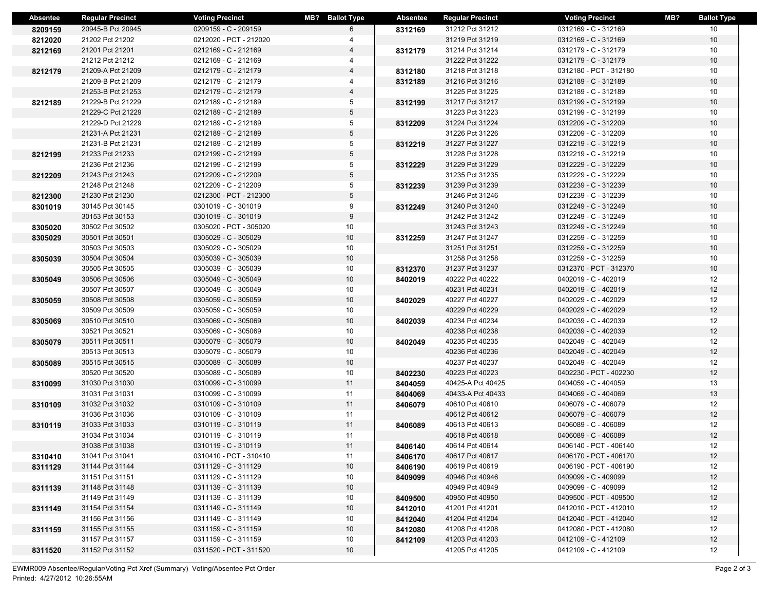| Absentee | Regular Precinct | Voting Precinct | MB? | Ballot Type |
|---|---|---|---|---|
| 8209159 | 20945-B Pct 20945 | 0209159 - C - 209159 | | 6 |
| 8212020 | 21202 Pct 21202 | 0212020 - PCT - 212020 | | 4 |
| 8212169 | 21201 Pct 21201 | 0212169 - C - 212169 | | 4 |
| | 21212 Pct 21212 | 0212169 - C - 212169 | | 4 |
| 8212179 | 21209-A Pct 21209 | 0212179 - C - 212179 | | 4 |
| | 21209-B Pct 21209 | 0212179 - C - 212179 | | 4 |
| | 21253-B Pct 21253 | 0212179 - C - 212179 | | 4 |
| 8212189 | 21229-B Pct 21229 | 0212189 - C - 212189 | | 5 |
| | 21229-C Pct 21229 | 0212189 - C - 212189 | | 5 |
| | 21229-D Pct 21229 | 0212189 - C - 212189 | | 5 |
| | 21231-A Pct 21231 | 0212189 - C - 212189 | | 5 |
| | 21231-B Pct 21231 | 0212189 - C - 212189 | | 5 |
| 8212199 | 21233 Pct 21233 | 0212199 - C - 212199 | | 5 |
| | 21236 Pct 21236 | 0212199 - C - 212199 | | 5 |
| 8212209 | 21243 Pct 21243 | 0212209 - C - 212209 | | 5 |
| | 21248 Pct 21248 | 0212209 - C - 212209 | | 5 |
| 8212300 | 21230 Pct 21230 | 0212300 - PCT - 212300 | | 5 |
| 8301019 | 30145 Pct 30145 | 0301019 - C - 301019 | | 9 |
| | 30153 Pct 30153 | 0301019 - C - 301019 | | 9 |
| 8305020 | 30502 Pct 30502 | 0305020 - PCT - 305020 | | 10 |
| 8305029 | 30501 Pct 30501 | 0305029 - C - 305029 | | 10 |
| | 30503 Pct 30503 | 0305029 - C - 305029 | | 10 |
| 8305039 | 30504 Pct 30504 | 0305039 - C - 305039 | | 10 |
| | 30505 Pct 30505 | 0305039 - C - 305039 | | 10 |
| 8305049 | 30506 Pct 30506 | 0305049 - C - 305049 | | 10 |
| | 30507 Pct 30507 | 0305049 - C - 305049 | | 10 |
| 8305059 | 30508 Pct 30508 | 0305059 - C - 305059 | | 10 |
| | 30509 Pct 30509 | 0305059 - C - 305059 | | 10 |
| 8305069 | 30510 Pct 30510 | 0305069 - C - 305069 | | 10 |
| | 30521 Pct 30521 | 0305069 - C - 305069 | | 10 |
| 8305079 | 30511 Pct 30511 | 0305079 - C - 305079 | | 10 |
| | 30513 Pct 30513 | 0305079 - C - 305079 | | 10 |
| 8305089 | 30515 Pct 30515 | 0305089 - C - 305089 | | 10 |
| | 30520 Pct 30520 | 0305089 - C - 305089 | | 10 |
| 8310099 | 31030 Pct 31030 | 0310099 - C - 310099 | | 11 |
| | 31031 Pct 31031 | 0310099 - C - 310099 | | 11 |
| 8310109 | 31032 Pct 31032 | 0310109 - C - 310109 | | 11 |
| | 31036 Pct 31036 | 0310109 - C - 310109 | | 11 |
| 8310119 | 31033 Pct 31033 | 0310119 - C - 310119 | | 11 |
| | 31034 Pct 31034 | 0310119 - C - 310119 | | 11 |
| | 31038 Pct 31038 | 0310119 - C - 310119 | | 11 |
| 8310410 | 31041 Pct 31041 | 0310410 - PCT - 310410 | | 11 |
| 8311129 | 31144 Pct 31144 | 0311129 - C - 311129 | | 10 |
| | 31151 Pct 31151 | 0311129 - C - 311129 | | 10 |
| 8311139 | 31148 Pct 31148 | 0311139 - C - 311139 | | 10 |
| | 31149 Pct 31149 | 0311139 - C - 311139 | | 10 |
| 8311149 | 31154 Pct 31154 | 0311149 - C - 311149 | | 10 |
| | 31156 Pct 31156 | 0311149 - C - 311149 | | 10 |
| 8311159 | 31155 Pct 31155 | 0311159 - C - 311159 | | 10 |
| | 31157 Pct 31157 | 0311159 - C - 311159 | | 10 |
| 8311520 | 31152 Pct 31152 | 0311520 - PCT - 311520 | | 10 |
| 8312169 | 31212 Pct 31212 | 0312169 - C - 312169 | | 10 |
| | 31219 Pct 31219 | 0312169 - C - 312169 | | 10 |
| 8312179 | 31214 Pct 31214 | 0312179 - C - 312179 | | 10 |
| | 31222 Pct 31222 | 0312179 - C - 312179 | | 10 |
| 8312180 | 31218 Pct 31218 | 0312180 - PCT - 312180 | | 10 |
| 8312189 | 31216 Pct 31216 | 0312189 - C - 312189 | | 10 |
| | 31225 Pct 31225 | 0312189 - C - 312189 | | 10 |
| 8312199 | 31217 Pct 31217 | 0312199 - C - 312199 | | 10 |
| | 31223 Pct 31223 | 0312199 - C - 312199 | | 10 |
| 8312209 | 31224 Pct 31224 | 0312209 - C - 312209 | | 10 |
| | 31226 Pct 31226 | 0312209 - C - 312209 | | 10 |
| 8312219 | 31227 Pct 31227 | 0312219 - C - 312219 | | 10 |
| | 31228 Pct 31228 | 0312219 - C - 312219 | | 10 |
| 8312229 | 31229 Pct 31229 | 0312229 - C - 312229 | | 10 |
| | 31235 Pct 31235 | 0312229 - C - 312229 | | 10 |
| 8312239 | 31239 Pct 31239 | 0312239 - C - 312239 | | 10 |
| | 31246 Pct 31246 | 0312239 - C - 312239 | | 10 |
| 8312249 | 31240 Pct 31240 | 0312249 - C - 312249 | | 10 |
| | 31242 Pct 31242 | 0312249 - C - 312249 | | 10 |
| | 31243 Pct 31243 | 0312249 - C - 312249 | | 10 |
| 8312259 | 31247 Pct 31247 | 0312259 - C - 312259 | | 10 |
| | 31251 Pct 31251 | 0312259 - C - 312259 | | 10 |
| | 31258 Pct 31258 | 0312259 - C - 312259 | | 10 |
| 8312370 | 31237 Pct 31237 | 0312370 - PCT - 312370 | | 10 |
| 8402019 | 40222 Pct 40222 | 0402019 - C - 402019 | | 12 |
| | 40231 Pct 40231 | 0402019 - C - 402019 | | 12 |
| 8402029 | 40227 Pct 40227 | 0402029 - C - 402029 | | 12 |
| | 40229 Pct 40229 | 0402029 - C - 402029 | | 12 |
| 8402039 | 40234 Pct 40234 | 0402039 - C - 402039 | | 12 |
| | 40238 Pct 40238 | 0402039 - C - 402039 | | 12 |
| 8402049 | 40235 Pct 40235 | 0402049 - C - 402049 | | 12 |
| | 40236 Pct 40236 | 0402049 - C - 402049 | | 12 |
| | 40237 Pct 40237 | 0402049 - C - 402049 | | 12 |
| 8402230 | 40223 Pct 40223 | 0402230 - PCT - 402230 | | 12 |
| 8404059 | 40425-A Pct 40425 | 0404059 - C - 404059 | | 13 |
| 8404069 | 40433-A Pct 40433 | 0404069 - C - 404069 | | 13 |
| 8406079 | 40610 Pct 40610 | 0406079 - C - 406079 | | 12 |
| | 40612 Pct 40612 | 0406079 - C - 406079 | | 12 |
| 8406089 | 40613 Pct 40613 | 0406089 - C - 406089 | | 12 |
| | 40618 Pct 40618 | 0406089 - C - 406089 | | 12 |
| 8406140 | 40614 Pct 40614 | 0406140 - PCT - 406140 | | 12 |
| 8406170 | 40617 Pct 40617 | 0406170 - PCT - 406170 | | 12 |
| 8406190 | 40619 Pct 40619 | 0406190 - PCT - 406190 | | 12 |
| 8409099 | 40946 Pct 40946 | 0409099 - C - 409099 | | 12 |
| | 40949 Pct 40949 | 0409099 - C - 409099 | | 12 |
| 8409500 | 40950 Pct 40950 | 0409500 - PCT - 409500 | | 12 |
| 8412010 | 41201 Pct 41201 | 0412010 - PCT - 412010 | | 12 |
| 8412040 | 41204 Pct 41204 | 0412040 - PCT - 412040 | | 12 |
| 8412080 | 41208 Pct 41208 | 0412080 - PCT - 412080 | | 12 |
| 8412109 | 41203 Pct 41203 | 0412109 - C - 412109 | | 12 |
| | 41205 Pct 41205 | 0412109 - C - 412109 | | 12 |

EWMR009 Absentee/Regular/Voting Pct Xref (Summary) Voting/Absentee Pct Order
Printed: 4/27/2012 10:26:55AM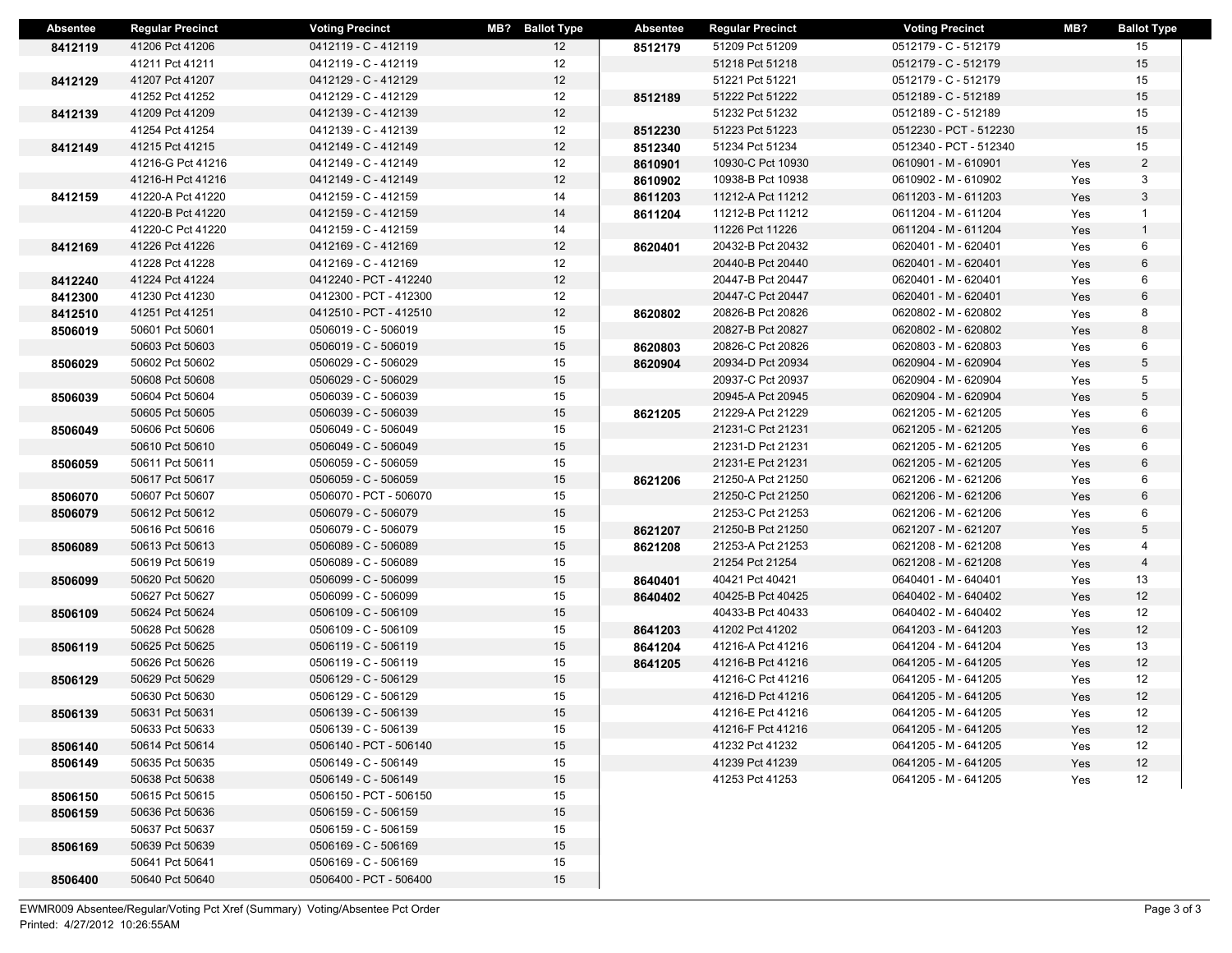| Absentee | Regular Precinct | Voting Precinct | MB? | Ballot Type |
|---|---|---|---|---|
| 8412119 | 41206 Pct 41206 | 0412119 - C - 412119 | | 12 |
| | 41211 Pct 41211 | 0412119 - C - 412119 | | 12 |
| 8412129 | 41207 Pct 41207 | 0412129 - C - 412129 | | 12 |
| | 41252 Pct 41252 | 0412129 - C - 412129 | | 12 |
| 8412139 | 41209 Pct 41209 | 0412139 - C - 412139 | | 12 |
| | 41254 Pct 41254 | 0412139 - C - 412139 | | 12 |
| 8412149 | 41215 Pct 41215 | 0412149 - C - 412149 | | 12 |
| | 41216-G Pct 41216 | 0412149 - C - 412149 | | 12 |
| | 41216-H Pct 41216 | 0412149 - C - 412149 | | 12 |
| 8412159 | 41220-A Pct 41220 | 0412159 - C - 412159 | | 14 |
| | 41220-B Pct 41220 | 0412159 - C - 412159 | | 14 |
| | 41220-C Pct 41220 | 0412159 - C - 412159 | | 14 |
| 8412169 | 41226 Pct 41226 | 0412169 - C - 412169 | | 12 |
| | 41228 Pct 41228 | 0412169 - C - 412169 | | 12 |
| 8412240 | 41224 Pct 41224 | 0412240 - PCT - 412240 | | 12 |
| 8412300 | 41230 Pct 41230 | 0412300 - PCT - 412300 | | 12 |
| 8412510 | 41251 Pct 41251 | 0412510 - PCT - 412510 | | 12 |
| 8506019 | 50601 Pct 50601 | 0506019 - C - 506019 | | 15 |
| | 50603 Pct 50603 | 0506019 - C - 506019 | | 15 |
| 8506029 | 50602 Pct 50602 | 0506029 - C - 506029 | | 15 |
| | 50608 Pct 50608 | 0506029 - C - 506029 | | 15 |
| 8506039 | 50604 Pct 50604 | 0506039 - C - 506039 | | 15 |
| | 50605 Pct 50605 | 0506039 - C - 506039 | | 15 |
| 8506049 | 50606 Pct 50606 | 0506049 - C - 506049 | | 15 |
| | 50610 Pct 50610 | 0506049 - C - 506049 | | 15 |
| 8506059 | 50611 Pct 50611 | 0506059 - C - 506059 | | 15 |
| | 50617 Pct 50617 | 0506059 - C - 506059 | | 15 |
| 8506070 | 50607 Pct 50607 | 0506070 - PCT - 506070 | | 15 |
| 8506079 | 50612 Pct 50612 | 0506079 - C - 506079 | | 15 |
| | 50616 Pct 50616 | 0506079 - C - 506079 | | 15 |
| 8506089 | 50613 Pct 50613 | 0506089 - C - 506089 | | 15 |
| | 50619 Pct 50619 | 0506089 - C - 506089 | | 15 |
| 8506099 | 50620 Pct 50620 | 0506099 - C - 506099 | | 15 |
| | 50627 Pct 50627 | 0506099 - C - 506099 | | 15 |
| 8506109 | 50624 Pct 50624 | 0506109 - C - 506109 | | 15 |
| | 50628 Pct 50628 | 0506109 - C - 506109 | | 15 |
| 8506119 | 50625 Pct 50625 | 0506119 - C - 506119 | | 15 |
| | 50626 Pct 50626 | 0506119 - C - 506119 | | 15 |
| 8506129 | 50629 Pct 50629 | 0506129 - C - 506129 | | 15 |
| | 50630 Pct 50630 | 0506129 - C - 506129 | | 15 |
| 8506139 | 50631 Pct 50631 | 0506139 - C - 506139 | | 15 |
| | 50633 Pct 50633 | 0506139 - C - 506139 | | 15 |
| 8506140 | 50614 Pct 50614 | 0506140 - PCT - 506140 | | 15 |
| 8506149 | 50635 Pct 50635 | 0506149 - C - 506149 | | 15 |
| | 50638 Pct 50638 | 0506149 - C - 506149 | | 15 |
| 8506150 | 50615 Pct 50615 | 0506150 - PCT - 506150 | | 15 |
| 8506159 | 50636 Pct 50636 | 0506159 - C - 506159 | | 15 |
| | 50637 Pct 50637 | 0506159 - C - 506159 | | 15 |
| 8506169 | 50639 Pct 50639 | 0506169 - C - 506169 | | 15 |
| | 50641 Pct 50641 | 0506169 - C - 506169 | | 15 |
| 8506400 | 50640 Pct 50640 | 0506400 - PCT - 506400 | | 15 |
| 8512179 | 51209 Pct 51209 | 0512179 - C - 512179 | | 15 |
| | 51218 Pct 51218 | 0512179 - C - 512179 | | 15 |
| | 51221 Pct 51221 | 0512179 - C - 512179 | | 15 |
| 8512189 | 51222 Pct 51222 | 0512189 - C - 512189 | | 15 |
| | 51232 Pct 51232 | 0512189 - C - 512189 | | 15 |
| 8512230 | 51223 Pct 51223 | 0512230 - PCT - 512230 | | 15 |
| 8512340 | 51234 Pct 51234 | 0512340 - PCT - 512340 | | 15 |
| 8610901 | 10930-C Pct 10930 | 0610901 - M - 610901 | Yes | 2 |
| 8610902 | 10938-B Pct 10938 | 0610902 - M - 610902 | Yes | 3 |
| 8611203 | 11212-A Pct 11212 | 0611203 - M - 611203 | Yes | 3 |
| 8611204 | 11212-B Pct 11212 | 0611204 - M - 611204 | Yes | 1 |
| | 11226 Pct 11226 | 0611204 - M - 611204 | Yes | 1 |
| 8620401 | 20432-B Pct 20432 | 0620401 - M - 620401 | Yes | 6 |
| | 20440-B Pct 20440 | 0620401 - M - 620401 | Yes | 6 |
| | 20447-B Pct 20447 | 0620401 - M - 620401 | Yes | 6 |
| | 20447-C Pct 20447 | 0620401 - M - 620401 | Yes | 6 |
| 8620802 | 20826-B Pct 20826 | 0620802 - M - 620802 | Yes | 8 |
| | 20827-B Pct 20827 | 0620802 - M - 620802 | Yes | 8 |
| 8620803 | 20826-C Pct 20826 | 0620803 - M - 620803 | Yes | 6 |
| 8620904 | 20934-D Pct 20934 | 0620904 - M - 620904 | Yes | 5 |
| | 20937-C Pct 20937 | 0620904 - M - 620904 | Yes | 5 |
| | 20945-A Pct 20945 | 0620904 - M - 620904 | Yes | 5 |
| 8621205 | 21229-A Pct 21229 | 0621205 - M - 621205 | Yes | 6 |
| | 21231-C Pct 21231 | 0621205 - M - 621205 | Yes | 6 |
| | 21231-D Pct 21231 | 0621205 - M - 621205 | Yes | 6 |
| | 21231-E Pct 21231 | 0621205 - M - 621205 | Yes | 6 |
| 8621206 | 21250-A Pct 21250 | 0621206 - M - 621206 | Yes | 6 |
| | 21250-C Pct 21250 | 0621206 - M - 621206 | Yes | 6 |
| | 21253-C Pct 21253 | 0621206 - M - 621206 | Yes | 6 |
| 8621207 | 21250-B Pct 21250 | 0621207 - M - 621207 | Yes | 5 |
| 8621208 | 21253-A Pct 21253 | 0621208 - M - 621208 | Yes | 4 |
| | 21254 Pct 21254 | 0621208 - M - 621208 | Yes | 4 |
| 8640401 | 40421 Pct 40421 | 0640401 - M - 640401 | Yes | 13 |
| 8640402 | 40425-B Pct 40425 | 0640402 - M - 640402 | Yes | 12 |
| | 40433-B Pct 40433 | 0640402 - M - 640402 | Yes | 12 |
| 8641203 | 41202 Pct 41202 | 0641203 - M - 641203 | Yes | 12 |
| 8641204 | 41216-A Pct 41216 | 0641204 - M - 641204 | Yes | 13 |
| 8641205 | 41216-B Pct 41216 | 0641205 - M - 641205 | Yes | 12 |
| | 41216-C Pct 41216 | 0641205 - M - 641205 | Yes | 12 |
| | 41216-D Pct 41216 | 0641205 - M - 641205 | Yes | 12 |
| | 41216-E Pct 41216 | 0641205 - M - 641205 | Yes | 12 |
| | 41216-F Pct 41216 | 0641205 - M - 641205 | Yes | 12 |
| | 41232 Pct 41232 | 0641205 - M - 641205 | Yes | 12 |
| | 41239 Pct 41239 | 0641205 - M - 641205 | Yes | 12 |
| | 41253 Pct 41253 | 0641205 - M - 641205 | Yes | 12 |

EWMR009 Absentee/Regular/Voting Pct Xref (Summary) Voting/Absentee Pct Order

Printed: 4/27/2012 10:26:55AM